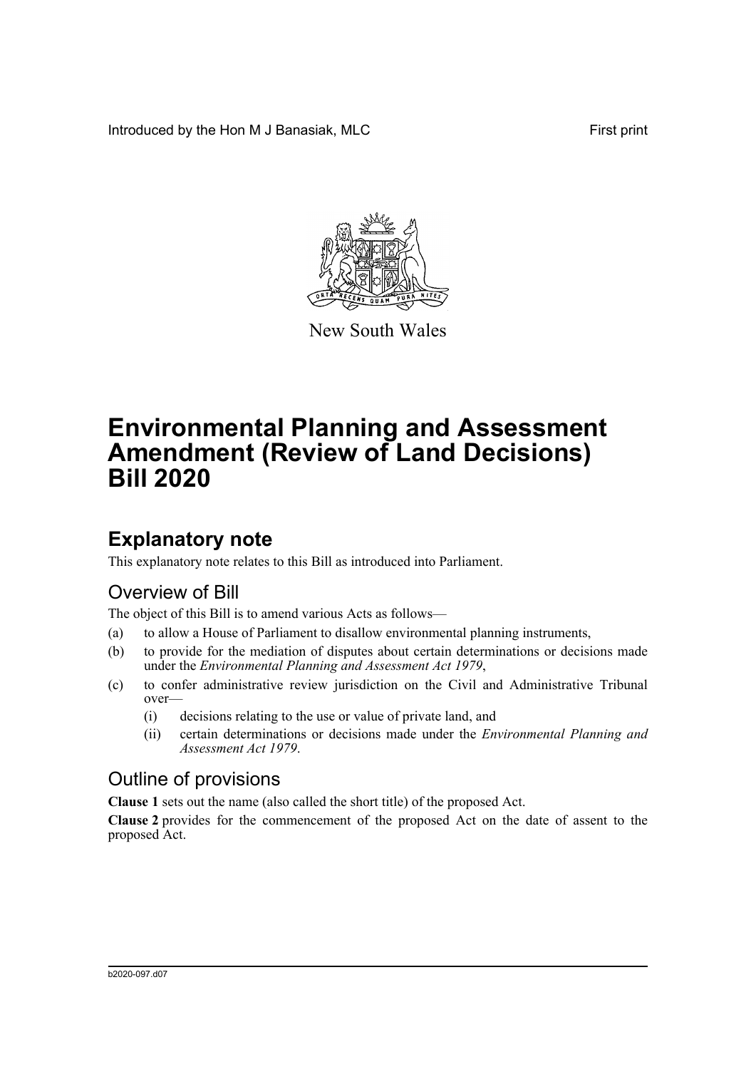Introduced by the Hon M J Banasiak, MLC First print

New South Wales

# Environmental Planning and Assessment Amendment (Review of Land Decisions) Bill 2020

## Explanatory note

This explanatory note relates to this Bill as introduced into Parliament.

### Overview of Bill

The object of this Bill is to amend various Acts as follows—

(a) to allow a House of Parliament to disallow environmental planning instruments,

(b) to provide for the mediation of disputes about certain determinations or decisions made under the *Environmental Planning and Assessment Act 1979*,

(c) to confer administrative review jurisdiction on the Civil and Administrative Tribunal over—

(i) decisions relating to the use or value of private land, and

(ii) certain determinations or decisions made under the *Environmental Planning and Assessment Act 1979*.

### Outline of provisions

**Clause 1** sets out the name (also called the short title) of the proposed Act.

**Clause 2** provides for the commencement of the proposed Act on the date of assent to the proposed Act.

b2020-097.d07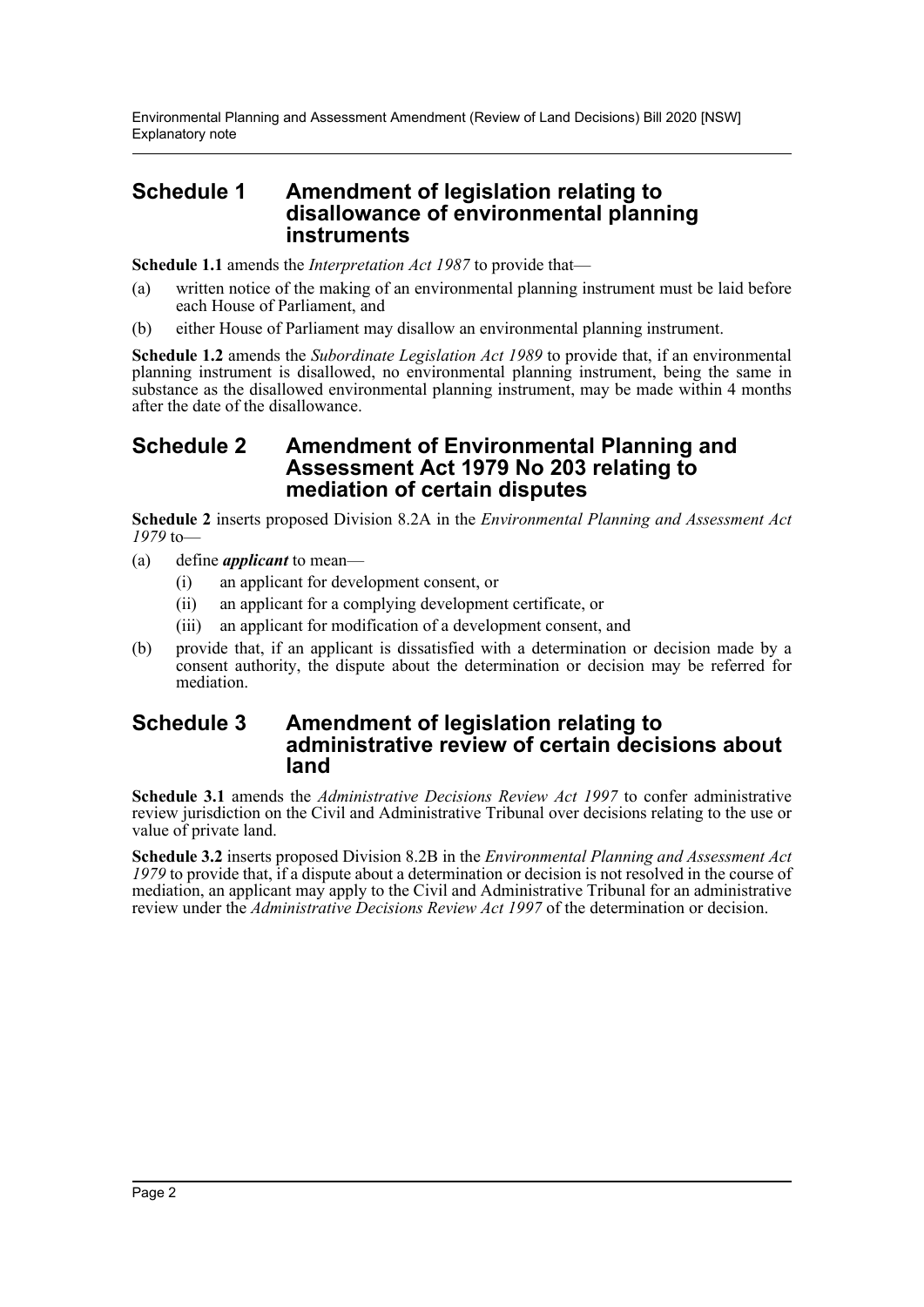## Schedule 1 Amendment of legislation relating to disallowance of environmental planning instruments

**Schedule 1.1** amends the *Interpretation Act 1987* to provide that—

(a) written notice of the making of an environmental planning instrument must be laid before each House of Parliament, and

(b) either House of Parliament may disallow an environmental planning instrument.

**Schedule 1.2** amends the *Subordinate Legislation Act 1989* to provide that, if an environmental planning instrument is disallowed, no environmental planning instrument, being the same in substance as the disallowed environmental planning instrument, may be made within 4 months after the date of the disallowance.

## Schedule 2 Amendment of Environmental Planning and Assessment Act 1979 No 203 relating to mediation of certain disputes

**Schedule 2** inserts proposed Division 8.2A in the *Environmental Planning and Assessment Act 1979* to—

(a) define ***applicant*** to mean—

  (i) an applicant for development consent, or

  (ii) an applicant for a complying development certificate, or

  (iii) an applicant for modification of a development consent, and

(b) provide that, if an applicant is dissatisfied with a determination or decision made by a consent authority, the dispute about the determination or decision may be referred for mediation.

## Schedule 3 Amendment of legislation relating to administrative review of certain decisions about land

**Schedule 3.1** amends the *Administrative Decisions Review Act 1997* to confer administrative review jurisdiction on the Civil and Administrative Tribunal over decisions relating to the use or value of private land.

**Schedule 3.2** inserts proposed Division 8.2B in the *Environmental Planning and Assessment Act 1979* to provide that, if a dispute about a determination or decision is not resolved in the course of mediation, an applicant may apply to the Civil and Administrative Tribunal for an administrative review under the *Administrative Decisions Review Act 1997* of the determination or decision.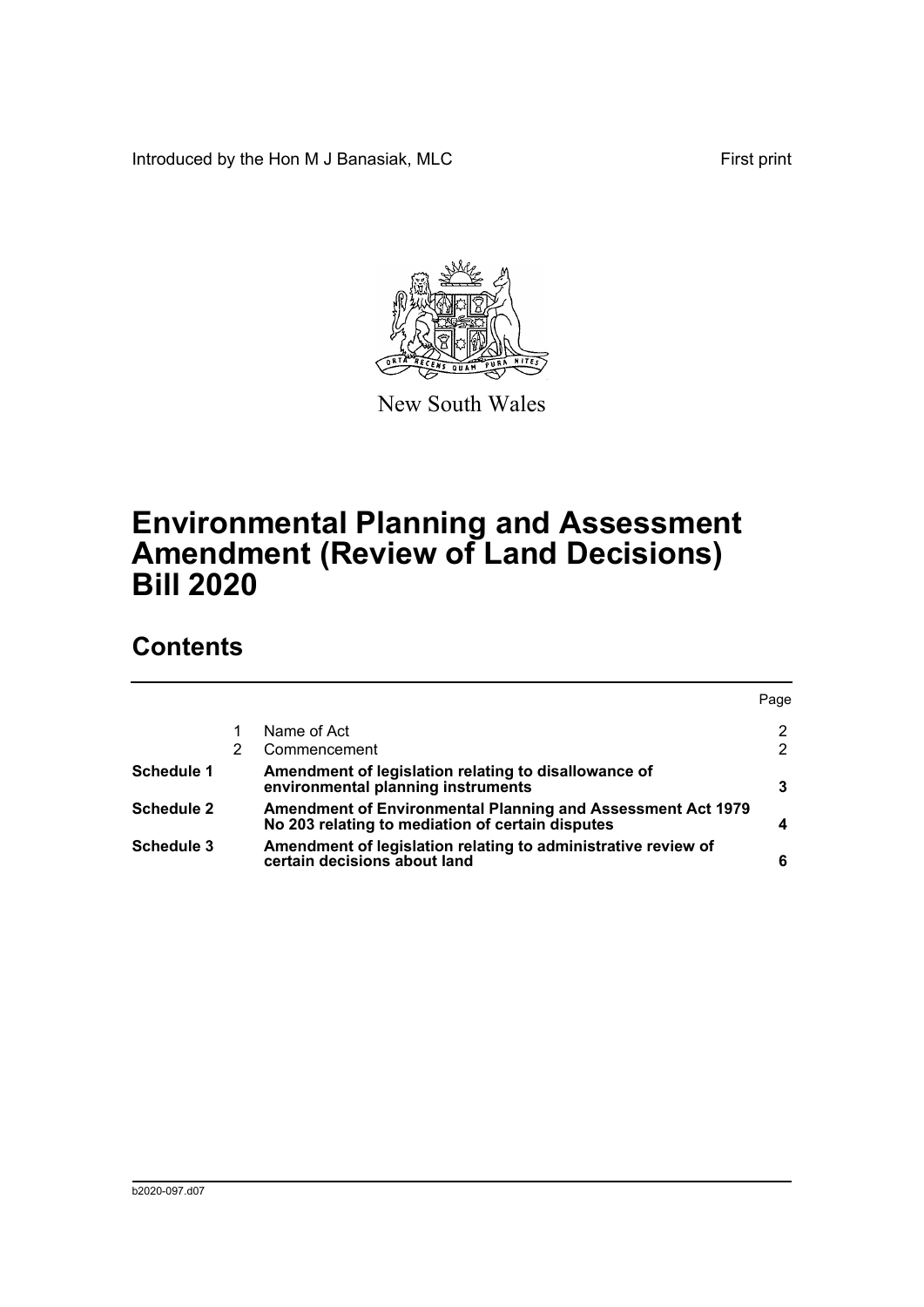Introduced by the Hon M J Banasiak, MLC First print

New South Wales

# Environmental Planning and Assessment Amendment (Review of Land Decisions) Bill 2020

## Contents

| | | | Page |
|---|---|---|---|
| | 1 | Name of Act | 2 |
| | 2 | Commencement | 2 |
| **Schedule 1** | | **Amendment of legislation relating to disallowance of environmental planning instruments** | **3** |
| **Schedule 2** | | **Amendment of Environmental Planning and Assessment Act 1979 No 203 relating to mediation of certain disputes** | **4** |
| **Schedule 3** | | **Amendment of legislation relating to administrative review of certain decisions about land** | **6** |

b2020-097.d07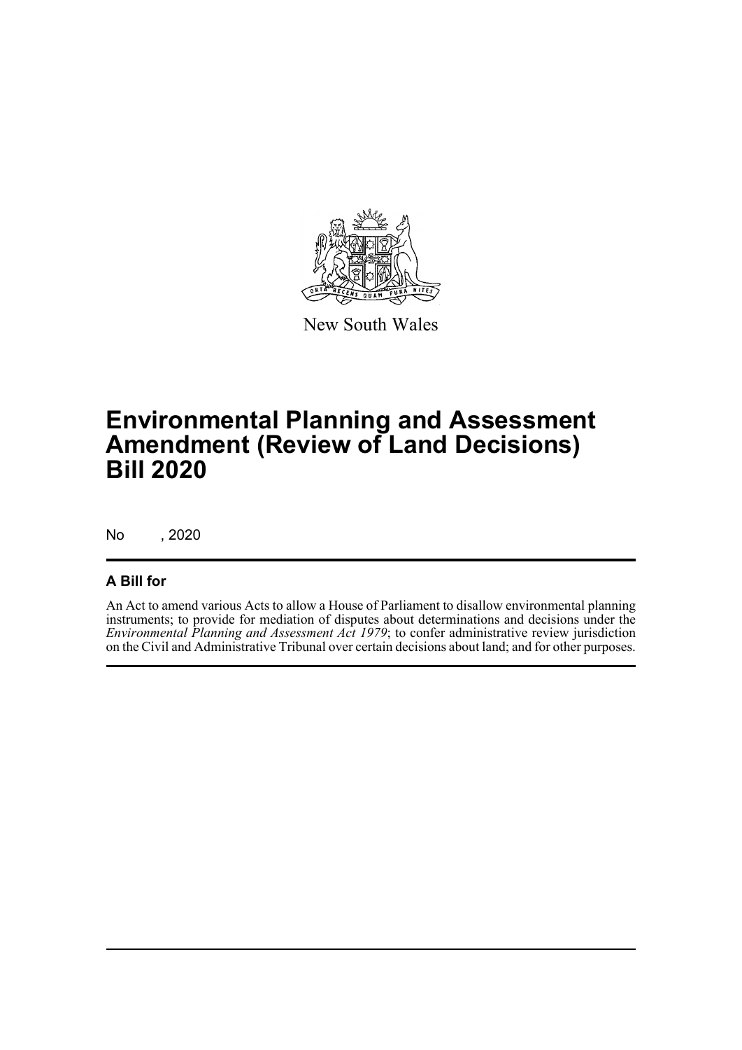New South Wales

# Environmental Planning and Assessment Amendment (Review of Land Decisions) Bill 2020

No , 2020

## A Bill for

An Act to amend various Acts to allow a House of Parliament to disallow environmental planning instruments; to provide for mediation of disputes about determinations and decisions under the *Environmental Planning and Assessment Act 1979*; to confer administrative review jurisdiction on the Civil and Administrative Tribunal over certain decisions about land; and for other purposes.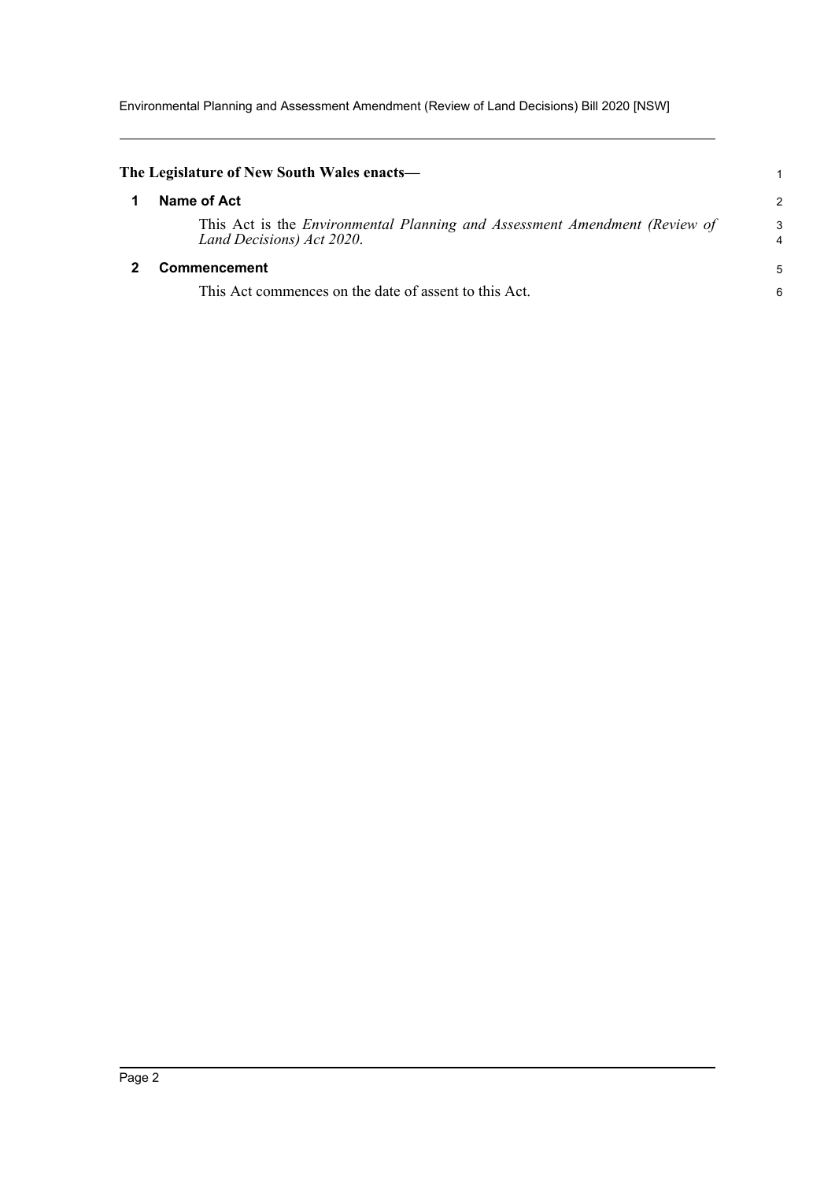**The Legislature of New South Wales enacts—**

## 1 Name of Act

This Act is the *Environmental Planning and Assessment Amendment (Review of Land Decisions) Act 2020*.

## 2 Commencement

This Act commences on the date of assent to this Act.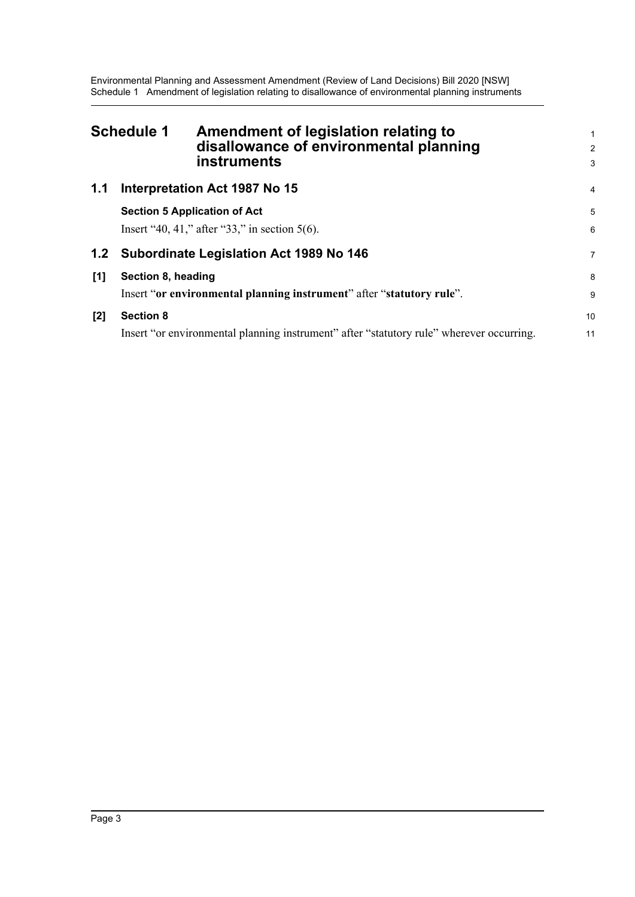# Schedule 1 Amendment of legislation relating to disallowance of environmental planning instruments

## 1.1 Interpretation Act 1987 No 15

**Section 5 Application of Act**

Insert "40, 41," after "33," in section 5(6).

## 1.2 Subordinate Legislation Act 1989 No 146

**[1] Section 8, heading**

Insert "**or environmental planning instrument**" after "**statutory rule**".

**[2] Section 8**

Insert "or environmental planning instrument" after "statutory rule" wherever occurring.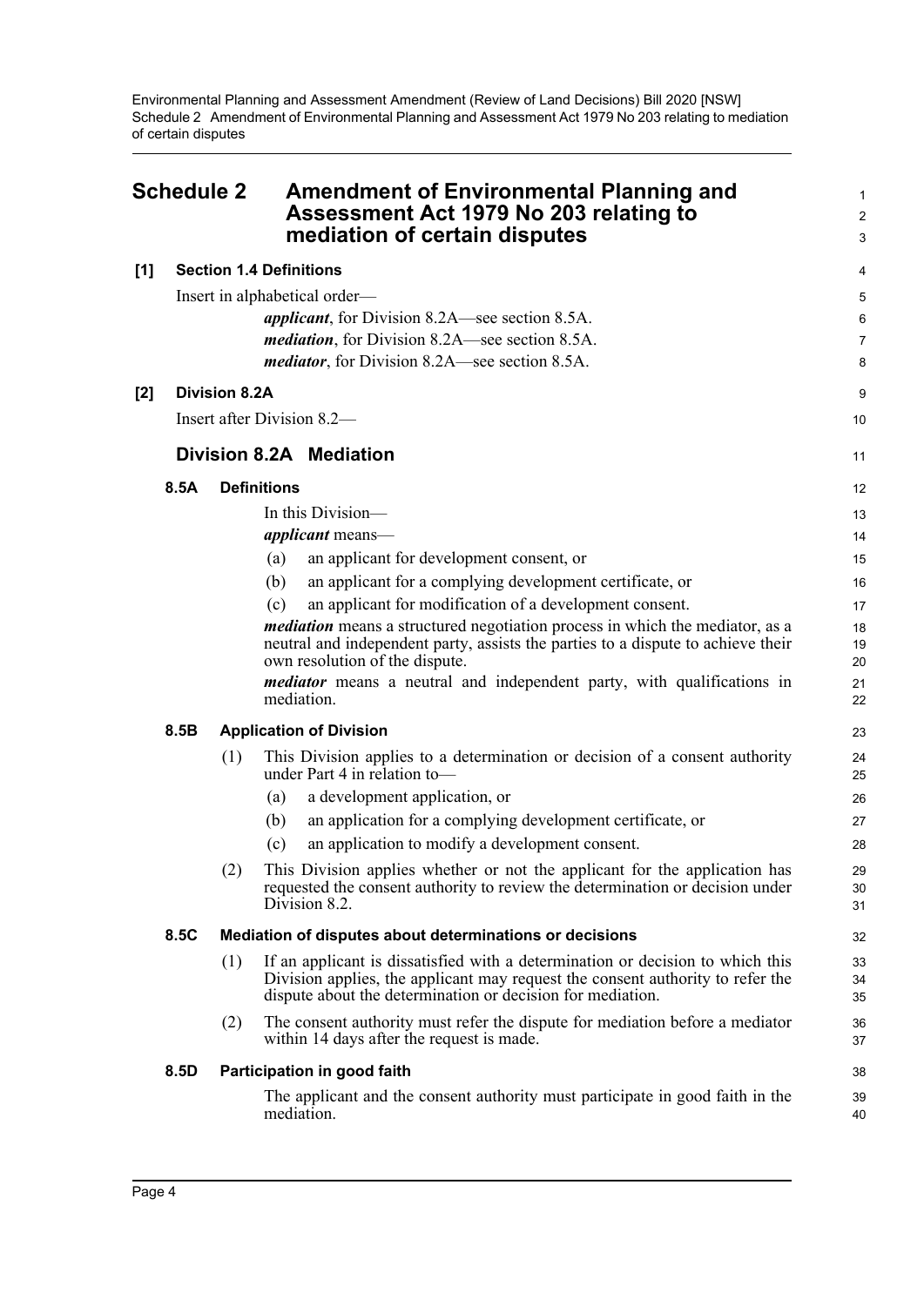# Schedule 2 Amendment of Environmental Planning and Assessment Act 1979 No 203 relating to mediation of certain disputes

## [1] Section 1.4 Definitions

Insert in alphabetical order—

***applicant***, for Division 8.2A—see section 8.5A.

***mediation***, for Division 8.2A—see section 8.5A.

***mediator***, for Division 8.2A—see section 8.5A.

## [2] Division 8.2A

Insert after Division 8.2—

## Division 8.2A Mediation

### 8.5A Definitions

In this Division—

***applicant*** means—

(a) an applicant for development consent, or

(b) an applicant for a complying development certificate, or

(c) an applicant for modification of a development consent.

***mediation*** means a structured negotiation process in which the mediator, as a neutral and independent party, assists the parties to a dispute to achieve their own resolution of the dispute.

***mediator*** means a neutral and independent party, with qualifications in mediation.

### 8.5B Application of Division

(1) This Division applies to a determination or decision of a consent authority under Part 4 in relation to—

(a) a development application, or

(b) an application for a complying development certificate, or

(c) an application to modify a development consent.

(2) This Division applies whether or not the applicant for the application has requested the consent authority to review the determination or decision under Division 8.2.

### 8.5C Mediation of disputes about determinations or decisions

(1) If an applicant is dissatisfied with a determination or decision to which this Division applies, the applicant may request the consent authority to refer the dispute about the determination or decision for mediation.

(2) The consent authority must refer the dispute for mediation before a mediator within 14 days after the request is made.

### 8.5D Participation in good faith

The applicant and the consent authority must participate in good faith in the mediation.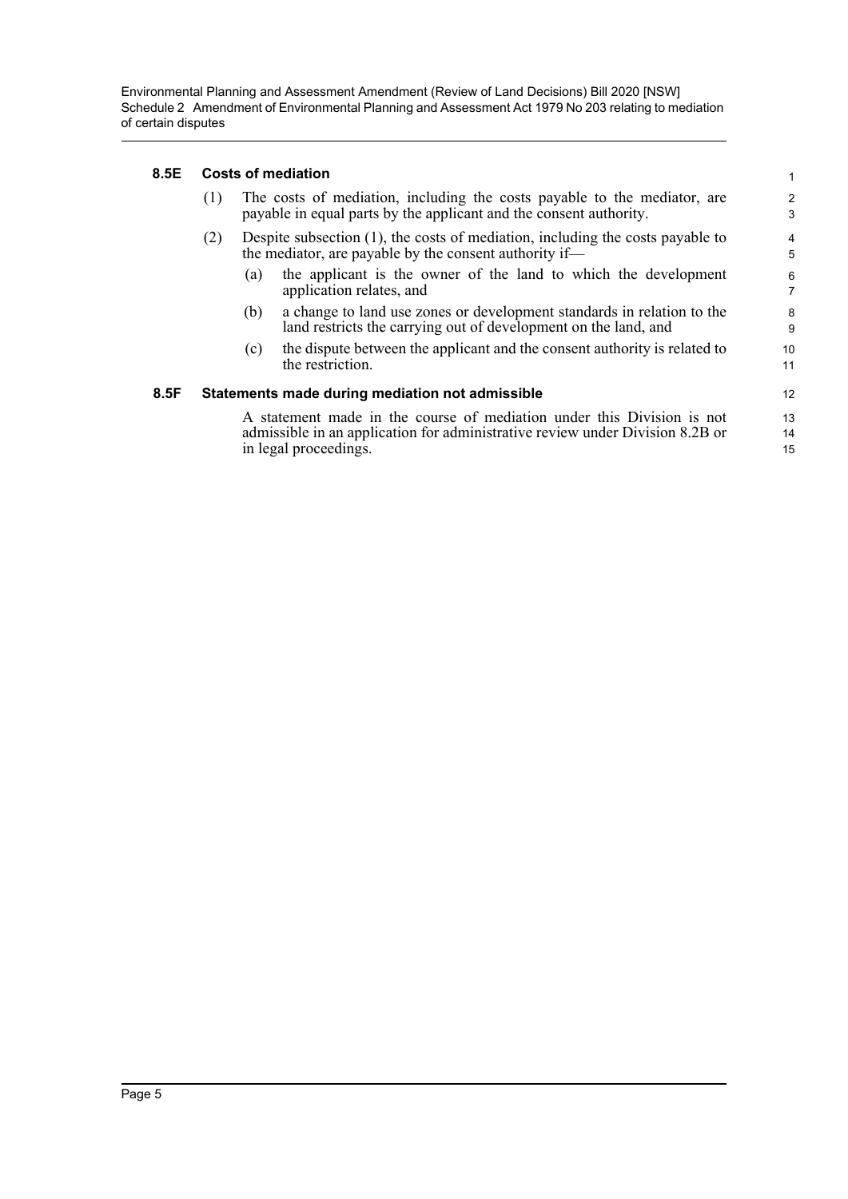### 8.5E Costs of mediation

(1) The costs of mediation, including the costs payable to the mediator, are payable in equal parts by the applicant and the consent authority.

(2) Despite subsection (1), the costs of mediation, including the costs payable to the mediator, are payable by the consent authority if—

(a) the applicant is the owner of the land to which the development application relates, and

(b) a change to land use zones or development standards in relation to the land restricts the carrying out of development on the land, and

(c) the dispute between the applicant and the consent authority is related to the restriction.

### 8.5F Statements made during mediation not admissible

A statement made in the course of mediation under this Division is not admissible in an application for administrative review under Division 8.2B or in legal proceedings.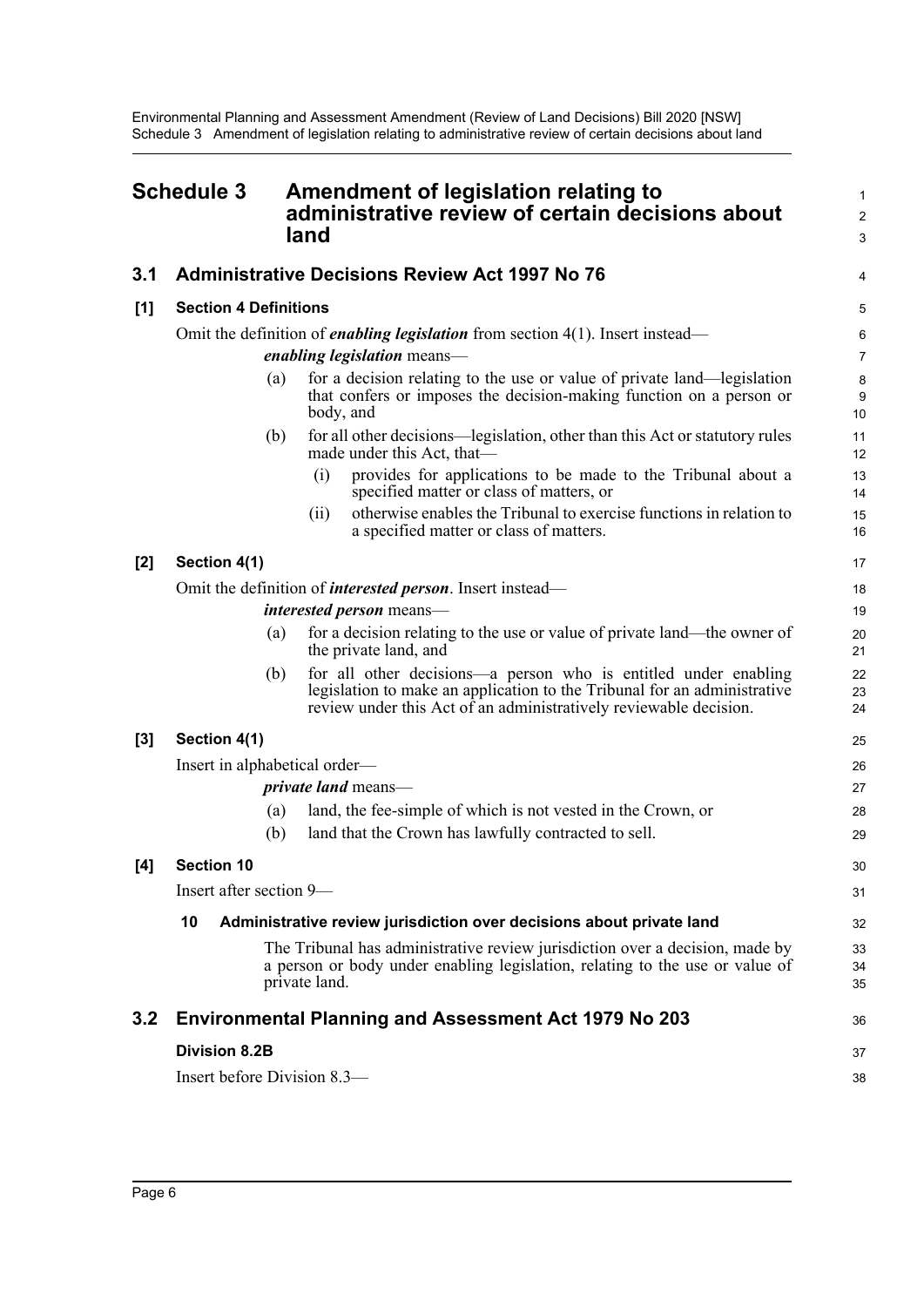# Schedule 3 Amendment of legislation relating to administrative review of certain decisions about land

## 3.1 Administrative Decisions Review Act 1997 No 76

### [1] Section 4 Definitions

Omit the definition of ***enabling legislation*** from section 4(1). Insert instead—

***enabling legislation*** means—

(a) for a decision relating to the use or value of private land—legislation that confers or imposes the decision-making function on a person or body, and

(b) for all other decisions—legislation, other than this Act or statutory rules made under this Act, that—

(i) provides for applications to be made to the Tribunal about a specified matter or class of matters, or

(ii) otherwise enables the Tribunal to exercise functions in relation to a specified matter or class of matters.

### [2] Section 4(1)

Omit the definition of ***interested person***. Insert instead—

***interested person*** means—

(a) for a decision relating to the use or value of private land—the owner of the private land, and

(b) for all other decisions—a person who is entitled under enabling legislation to make an application to the Tribunal for an administrative review under this Act of an administratively reviewable decision.

### [3] Section 4(1)

Insert in alphabetical order—

***private land*** means—

(a) land, the fee-simple of which is not vested in the Crown, or

(b) land that the Crown has lawfully contracted to sell.

### [4] Section 10

Insert after section 9—

**10 Administrative review jurisdiction over decisions about private land**

The Tribunal has administrative review jurisdiction over a decision, made by a person or body under enabling legislation, relating to the use or value of private land.

## 3.2 Environmental Planning and Assessment Act 1979 No 203

### Division 8.2B

Insert before Division 8.3—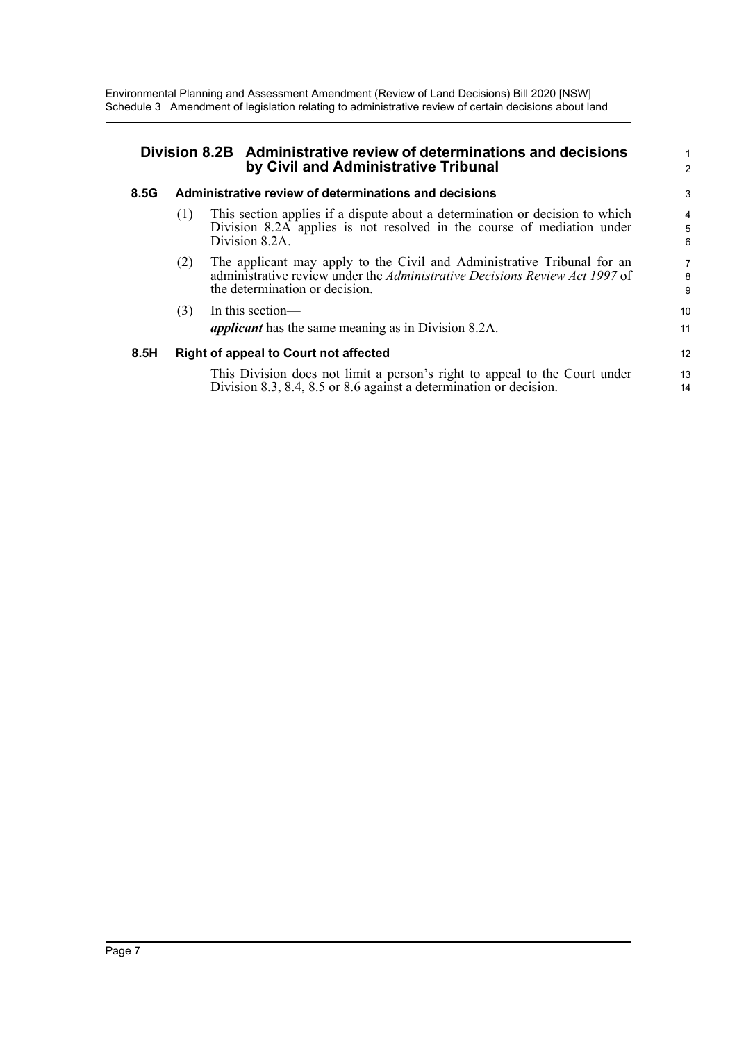## Division 8.2B Administrative review of determinations and decisions by Civil and Administrative Tribunal

### 8.5G Administrative review of determinations and decisions

(1) This section applies if a dispute about a determination or decision to which Division 8.2A applies is not resolved in the course of mediation under Division 8.2A.

(2) The applicant may apply to the Civil and Administrative Tribunal for an administrative review under the *Administrative Decisions Review Act 1997* of the determination or decision.

(3) In this section—

***applicant*** has the same meaning as in Division 8.2A.

### 8.5H Right of appeal to Court not affected

This Division does not limit a person's right to appeal to the Court under Division 8.3, 8.4, 8.5 or 8.6 against a determination or decision.